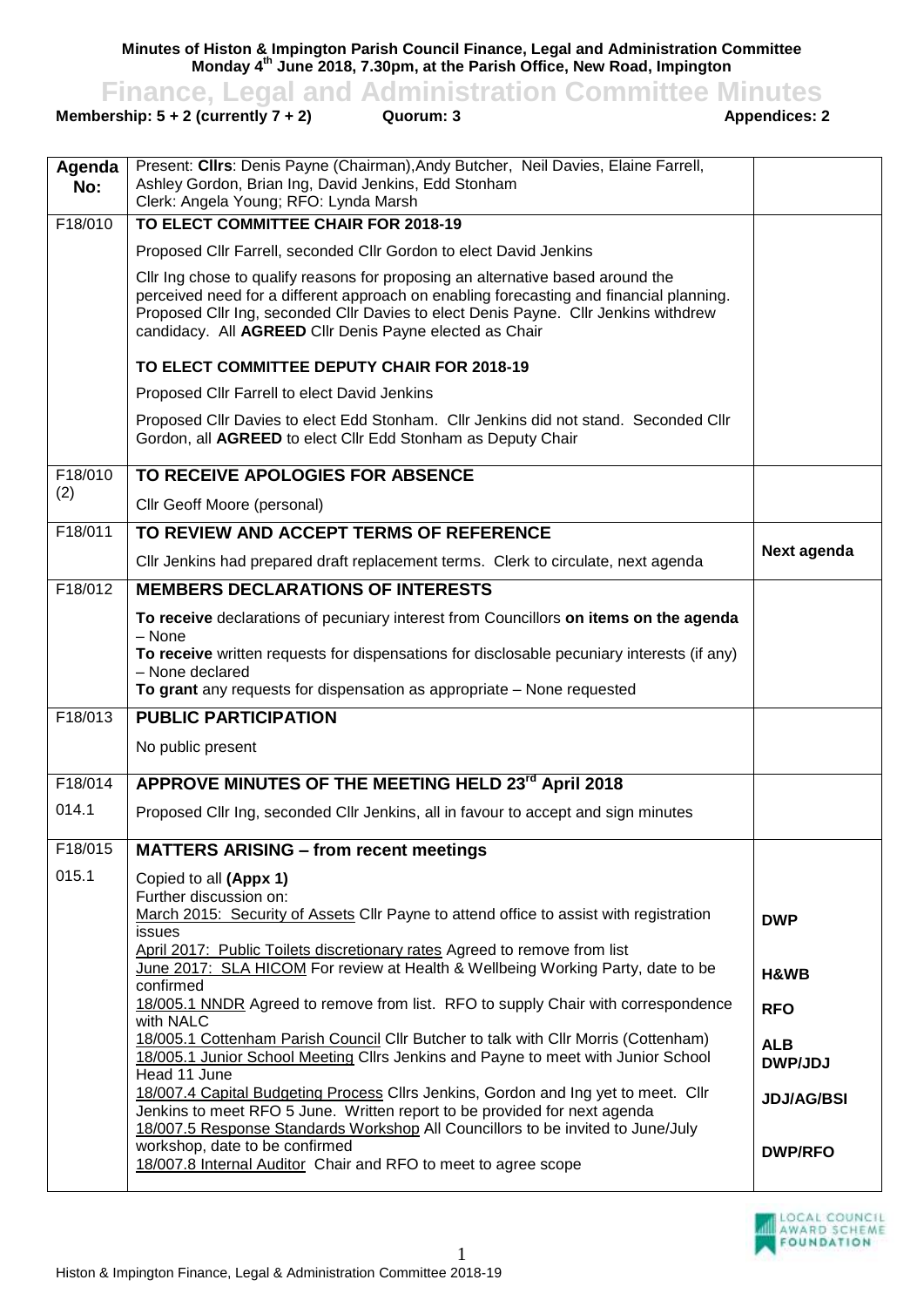**Minutes of Histon & Impington Parish Council Finance, Legal and Administration Committee**
**Monday 4th June 2018, 7.30pm, at the Parish Office, New Road, Impington**

# Finance, Legal and Administration Committee Minutes

**Membership: 5 + 2 (currently 7 + 2)** **Quorum: 3** **Appendices: 2**

| Agenda No: | Present: **Cllrs**: Denis Payne (Chairman), Andy Butcher, Neil Davies, Elaine Farrell, Ashley Gordon, Brian Ing, David Jenkins, Edd Stonham<br>Clerk: Angela Young; RFO: Lynda Marsh | |
|---|---|---|
| F18/010 | **TO ELECT COMMITTEE CHAIR FOR 2018-19** | |
| | Proposed Cllr Farrell, seconded Cllr Gordon to elect David Jenkins | |
| | Cllr Ing chose to qualify reasons for proposing an alternative based around the perceived need for a different approach on enabling forecasting and financial planning. Proposed Cllr Ing, seconded Cllr Davies to elect Denis Payne. Cllr Jenkins withdrew candidacy. All **AGREED** Cllr Denis Payne elected as Chair | |
| | **TO ELECT COMMITTEE DEPUTY CHAIR FOR 2018-19** | |
| | Proposed Cllr Farrell to elect David Jenkins | |
| | Proposed Cllr Davies to elect Edd Stonham. Cllr Jenkins did not stand. Seconded Cllr Gordon, all **AGREED** to elect Cllr Edd Stonham as Deputy Chair | |
| F18/010 (2) | **TO RECEIVE APOLOGIES FOR ABSENCE** | |
| | Cllr Geoff Moore (personal) | |
| F18/011 | **TO REVIEW AND ACCEPT TERMS OF REFERENCE** | |
| | Cllr Jenkins had prepared draft replacement terms. Clerk to circulate, next agenda | **Next agenda** |
| F18/012 | **MEMBERS DECLARATIONS OF INTERESTS** | |
| | **To receive** declarations of pecuniary interest from Councillors **on items on the agenda** – None<br>**To receive** written requests for dispensations for disclosable pecuniary interests (if any) – None declared<br>**To grant** any requests for dispensation as appropriate – None requested | |
| F18/013 | **PUBLIC PARTICIPATION** | |
| | No public present | |
| F18/014 | **APPROVE MINUTES OF THE MEETING HELD 23rd April 2018** | |
| 014.1 | Proposed Cllr Ing, seconded Cllr Jenkins, all in favour to accept and sign minutes | |
| F18/015 | **MATTERS ARISING – from recent meetings** | |
| 015.1 | Copied to all **(Appx 1)**<br>Further discussion on:<br>March 2015: Security of Assets Cllr Payne to attend office to assist with registration issues<br>April 2017: Public Toilets discretionary rates Agreed to remove from list<br>June 2017: SLA HICOM For review at Health & Wellbeing Working Party, date to be confirmed<br>18/005.1 NNDR Agreed to remove from list. RFO to supply Chair with correspondence with NALC<br>18/005.1 Cottenham Parish Council Cllr Butcher to talk with Cllr Morris (Cottenham)<br>18/005.1 Junior School Meeting Cllrs Jenkins and Payne to meet with Junior School Head 11 June<br>18/007.4 Capital Budgeting Process Cllrs Jenkins, Gordon and Ing yet to meet. Cllr Jenkins to meet RFO 5 June. Written report to be provided for next agenda<br>18/007.5 Response Standards Workshop All Councillors to be invited to June/July workshop, date to be confirmed<br>18/007.8 Internal Auditor Chair and RFO to meet to agree scope | **DWP**<br><br>**H&WB**<br><br>**RFO**<br><br>**ALB**<br>**DWP/JDJ**<br><br>**JDJ/AG/BSI**<br><br><br>**DWP/RFO** |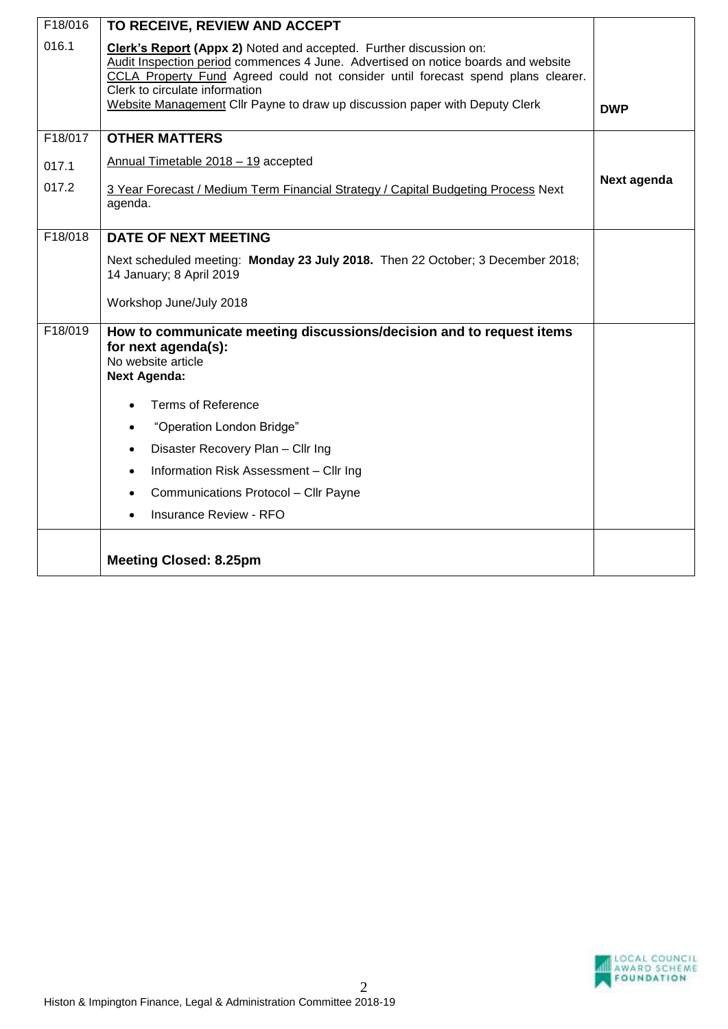| | | |
|---|---|---|
| F18/016 | **TO RECEIVE, REVIEW AND ACCEPT** | |
| 016.1 | **Clerk's Report (Appx 2)** Noted and accepted. Further discussion on:<br>Audit Inspection period commences 4 June. Advertised on notice boards and website<br>CCLA Property Fund Agreed could not consider until forecast spend plans clearer. Clerk to circulate information<br>Website Management Cllr Payne to draw up discussion paper with Deputy Clerk | **DWP** |
| F18/017 | **OTHER MATTERS** | |
| 017.1 | Annual Timetable 2018 – 19 accepted | |
| 017.2 | 3 Year Forecast / Medium Term Financial Strategy / Capital Budgeting Process Next agenda. | **Next agenda** |
| F18/018 | **DATE OF NEXT MEETING**<br>Next scheduled meeting: **Monday 23 July 2018.** Then 22 October; 3 December 2018; 14 January; 8 April 2019<br>Workshop June/July 2018 | |
| F18/019 | **How to communicate meeting discussions/decision and to request items for next agenda(s):**<br>No website article<br>**Next Agenda:**<br>• Terms of Reference<br>• "Operation London Bridge"<br>• Disaster Recovery Plan – Cllr Ing<br>• Information Risk Assessment – Cllr Ing<br>• Communications Protocol – Cllr Payne<br>• Insurance Review - RFO | |
| | **Meeting Closed: 8.25pm** | |